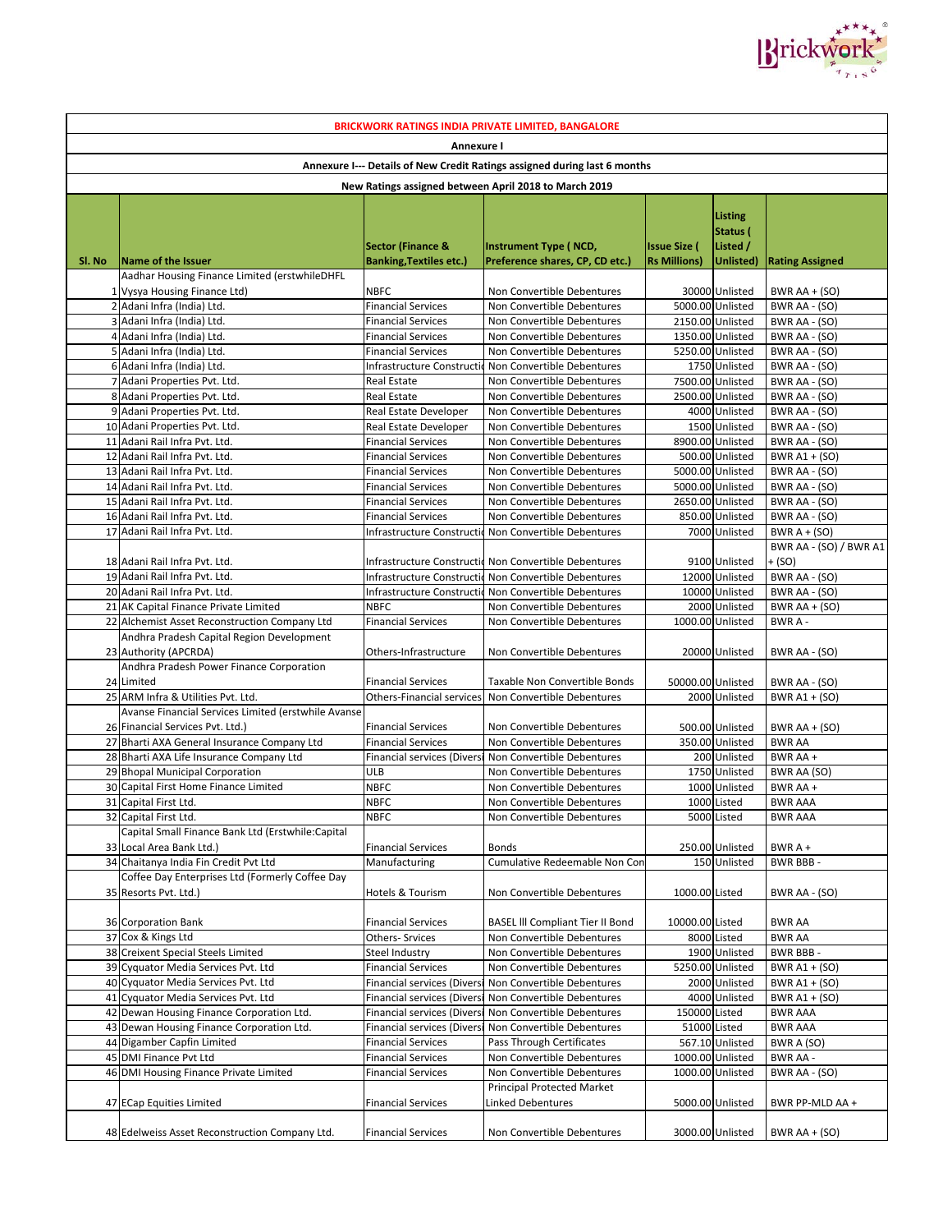**BRICKWORK RATINGS INDIA PRIVATE LIMITED, BANGALORE**

**Annexure I**

**Annexure I--- Details of New Credit Ratings assigned during last 6 months**

**New Ratings assigned between April 2018 to March 2019**

| Sl. No | Name of the Issuer | Sector (Finance & Banking,Textiles etc.) | Instrument Type ( NCD, Preference shares, CP, CD etc.) | Issue Size ( Rs Millions) | Listing Status ( Listed / Unlisted) | Rating Assigned |
|---|---|---|---|---|---|---|
| 1 | Aadhar Housing Finance Limited (erstwhileDHFL Vysya Housing Finance Ltd) | NBFC | Non Convertible Debentures | 30000 | Unlisted | BWR AA + (SO) |
| 2 | Adani Infra (India) Ltd. | Financial Services | Non Convertible Debentures | 5000.00 | Unlisted | BWR AA - (SO) |
| 3 | Adani Infra (India) Ltd. | Financial Services | Non Convertible Debentures | 2150.00 | Unlisted | BWR AA - (SO) |
| 4 | Adani Infra (India) Ltd. | Financial Services | Non Convertible Debentures | 1350.00 | Unlisted | BWR AA - (SO) |
| 5 | Adani Infra (India) Ltd. | Financial Services | Non Convertible Debentures | 5250.00 | Unlisted | BWR AA - (SO) |
| 6 | Adani Infra (India) Ltd. | Infrastructure Constructio | Non Convertible Debentures | 1750 | Unlisted | BWR AA - (SO) |
| 7 | Adani Properties Pvt. Ltd. | Real Estate | Non Convertible Debentures | 7500.00 | Unlisted | BWR AA - (SO) |
| 8 | Adani Properties Pvt. Ltd. | Real Estate | Non Convertible Debentures | 2500.00 | Unlisted | BWR AA - (SO) |
| 9 | Adani Properties Pvt. Ltd. | Real Estate Developer | Non Convertible Debentures | 4000 | Unlisted | BWR AA - (SO) |
| 10 | Adani Properties Pvt. Ltd. | Real Estate Developer | Non Convertible Debentures | 1500 | Unlisted | BWR AA - (SO) |
| 11 | Adani Rail Infra Pvt. Ltd. | Financial Services | Non Convertible Debentures | 8900.00 | Unlisted | BWR AA - (SO) |
| 12 | Adani Rail Infra Pvt. Ltd. | Financial Services | Non Convertible Debentures | 500.00 | Unlisted | BWR A1 + (SO) |
| 13 | Adani Rail Infra Pvt. Ltd. | Financial Services | Non Convertible Debentures | 5000.00 | Unlisted | BWR AA - (SO) |
| 14 | Adani Rail Infra Pvt. Ltd. | Financial Services | Non Convertible Debentures | 5000.00 | Unlisted | BWR AA - (SO) |
| 15 | Adani Rail Infra Pvt. Ltd. | Financial Services | Non Convertible Debentures | 2650.00 | Unlisted | BWR AA - (SO) |
| 16 | Adani Rail Infra Pvt. Ltd. | Financial Services | Non Convertible Debentures | 850.00 | Unlisted | BWR AA - (SO) |
| 17 | Adani Rail Infra Pvt. Ltd. | Infrastructure Constructio | Non Convertible Debentures | 7000 | Unlisted | BWR A + (SO) |
| 18 | Adani Rail Infra Pvt. Ltd. | Infrastructure Constructio | Non Convertible Debentures | 9100 | Unlisted | BWR AA - (SO) / BWR A1 + (SO) |
| 19 | Adani Rail Infra Pvt. Ltd. | Infrastructure Constructio | Non Convertible Debentures | 12000 | Unlisted | BWR AA - (SO) |
| 20 | Adani Rail Infra Pvt. Ltd. | Infrastructure Constructio | Non Convertible Debentures | 10000 | Unlisted | BWR AA - (SO) |
| 21 | AK Capital Finance Private Limited | NBFC | Non Convertible Debentures | 2000 | Unlisted | BWR AA + (SO) |
| 22 | Alchemist Asset Reconstruction Company Ltd | Financial Services | Non Convertible Debentures | 1000.00 | Unlisted | BWR A - |
| 23 | Andhra Pradesh Capital Region Development Authority (APCRDA) | Others-Infrastructure | Non Convertible Debentures | 20000 | Unlisted | BWR AA - (SO) |
| 24 | Andhra Pradesh Power Finance Corporation Limited | Financial Services | Taxable Non Convertible Bonds | 50000.00 | Unlisted | BWR AA - (SO) |
| 25 | ARM Infra & Utilities Pvt. Ltd. | Others-Financial services | Non Convertible Debentures | 2000 | Unlisted | BWR A1 + (SO) |
| 26 | Avanse Financial Services Limited (erstwhile Avanse Financial Services Pvt. Ltd.) | Financial Services | Non Convertible Debentures | 500.00 | Unlisted | BWR AA + (SO) |
| 27 | Bharti AXA General Insurance Company Ltd | Financial Services | Non Convertible Debentures | 350.00 | Unlisted | BWR AA |
| 28 | Bharti AXA Life Insurance Company Ltd | Financial services (Diversi | Non Convertible Debentures | 200 | Unlisted | BWR AA + |
| 29 | Bhopal Municipal Corporation | ULB | Non Convertible Debentures | 1750 | Unlisted | BWR AA (SO) |
| 30 | Capital First Home Finance Limited | NBFC | Non Convertible Debentures | 1000 | Unlisted | BWR AA + |
| 31 | Capital First Ltd. | NBFC | Non Convertible Debentures | 1000 | Listed | BWR AAA |
| 32 | Capital First Ltd. | NBFC | Non Convertible Debentures | 5000 | Listed | BWR AAA |
| 33 | Capital Small Finance Bank Ltd (Erstwhile:Capital Local Area Bank Ltd.) | Financial Services | Bonds | 250.00 | Unlisted | BWR A + |
| 34 | Chaitanya India Fin Credit Pvt Ltd | Manufacturing | Cumulative Redeemable Non Con | 150 | Unlisted | BWR BBB - |
| 35 | Coffee Day Enterprises Ltd (Formerly Coffee Day Resorts Pvt. Ltd.) | Hotels & Tourism | Non Convertible Debentures | 1000.00 | Listed | BWR AA - (SO) |
| 36 | Corporation Bank | Financial Services | BASEL lll Compliant Tier II Bond | 10000.00 | Listed | BWR AA |
| 37 | Cox & Kings Ltd | Others- Srvices | Non Convertible Debentures | 8000 | Listed | BWR AA |
| 38 | Creixent Special Steels Limited | Steel Industry | Non Convertible Debentures | 1900 | Unlisted | BWR BBB - |
| 39 | Cyquator Media Services Pvt. Ltd | Financial Services | Non Convertible Debentures | 5250.00 | Unlisted | BWR A1 + (SO) |
| 40 | Cyquator Media Services Pvt. Ltd | Financial services (Diversi | Non Convertible Debentures | 2000 | Unlisted | BWR A1 + (SO) |
| 41 | Cyquator Media Services Pvt. Ltd | Financial services (Diversi | Non Convertible Debentures | 4000 | Unlisted | BWR A1 + (SO) |
| 42 | Dewan Housing Finance Corporation Ltd. | Financial services (Diversi | Non Convertible Debentures | 150000 | Listed | BWR AAA |
| 43 | Dewan Housing Finance Corporation Ltd. | Financial services (Diversi | Non Convertible Debentures | 51000 | Listed | BWR AAA |
| 44 | Digamber Capfin Limited | Financial Services | Pass Through Certificates | 567.10 | Unlisted | BWR A (SO) |
| 45 | DMI Finance Pvt Ltd | Financial Services | Non Convertible Debentures | 1000.00 | Unlisted | BWR AA - |
| 46 | DMI Housing Finance Private Limited | Financial Services | Non Convertible Debentures | 1000.00 | Unlisted | BWR AA - (SO) |
| 47 | ECap Equities Limited | Financial Services | Principal Protected Market Linked Debentures | 5000.00 | Unlisted | BWR PP-MLD AA + |
| 48 | Edelweiss Asset Reconstruction Company Ltd. | Financial Services | Non Convertible Debentures | 3000.00 | Unlisted | BWR AA + (SO) |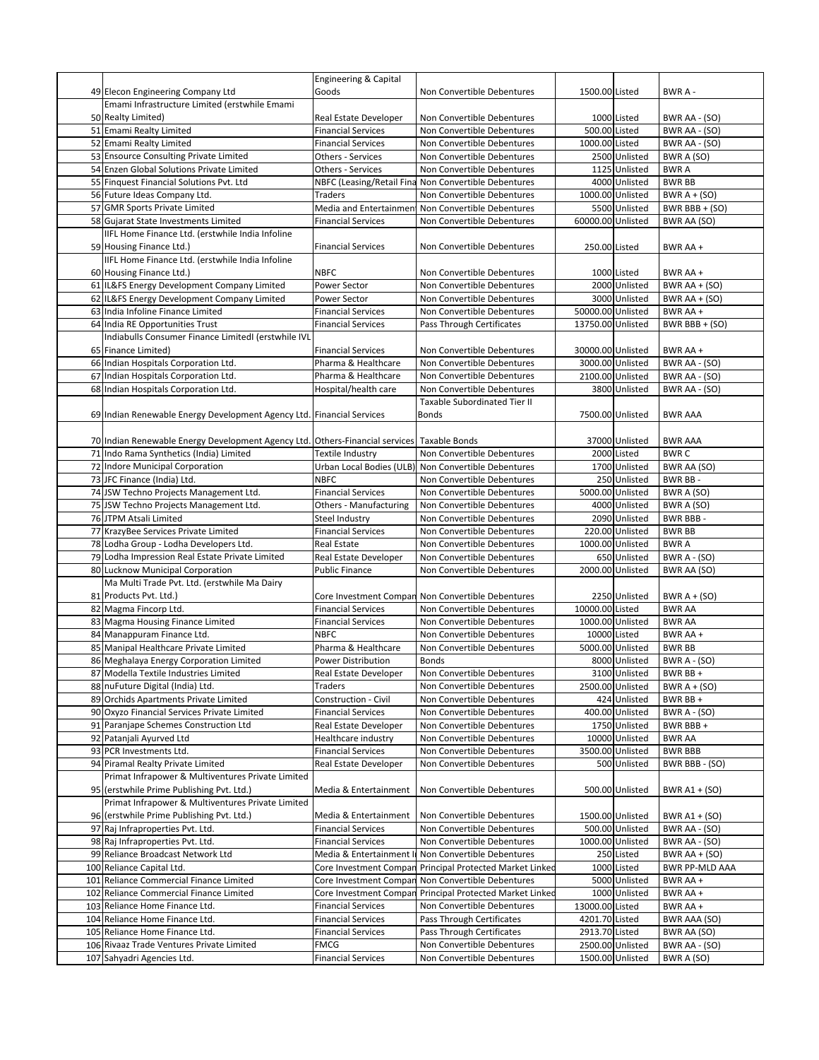| | | | | | | |
|---|---|---|---|---|---|---|
| 49 | Elecon Engineering Company Ltd | Engineering & Capital Goods | Non Convertible Debentures | 1500.00 | Listed | BWR A - |
| 50 | Emami Infrastructure Limited (erstwhile Emami Realty Limited) | Real Estate Developer | Non Convertible Debentures | 1000 | Listed | BWR AA - (SO) |
| 51 | Emami Realty Limited | Financial Services | Non Convertible Debentures | 500.00 | Listed | BWR AA - (SO) |
| 52 | Emami Realty Limited | Financial Services | Non Convertible Debentures | 1000.00 | Listed | BWR AA - (SO) |
| 53 | Ensource Consulting Private Limited | Others - Services | Non Convertible Debentures | 2500 | Unlisted | BWR A (SO) |
| 54 | Enzen Global Solutions Private Limited | Others - Services | Non Convertible Debentures | 1125 | Unlisted | BWR A |
| 55 | Finquest Financial Solutions Pvt. Ltd | NBFC (Leasing/Retail Fina | Non Convertible Debentures | 4000 | Unlisted | BWR BB |
| 56 | Future Ideas Company Ltd. | Traders | Non Convertible Debentures | 1000.00 | Unlisted | BWR A + (SO) |
| 57 | GMR Sports Private Limited | Media and Entertainment | Non Convertible Debentures | 5500 | Unlisted | BWR BBB + (SO) |
| 58 | Gujarat State Investments Limited | Financial Services | Non Convertible Debentures | 60000.00 | Unlisted | BWR AA (SO) |
| 59 | IIFL Home Finance Ltd. (erstwhile India Infoline Housing Finance Ltd.) | Financial Services | Non Convertible Debentures | 250.00 | Listed | BWR AA + |
| 60 | IIFL Home Finance Ltd. (erstwhile India Infoline Housing Finance Ltd.) | NBFC | Non Convertible Debentures | 1000 | Listed | BWR AA + |
| 61 | IL&FS Energy Development Company Limited | Power Sector | Non Convertible Debentures | 2000 | Unlisted | BWR AA + (SO) |
| 62 | IL&FS Energy Development Company Limited | Power Sector | Non Convertible Debentures | 3000 | Unlisted | BWR AA + (SO) |
| 63 | India Infoline Finance Limited | Financial Services | Non Convertible Debentures | 50000.00 | Unlisted | BWR AA + |
| 64 | India RE Opportunities Trust | Financial Services | Pass Through Certificates | 13750.00 | Unlisted | BWR BBB + (SO) |
| 65 | Indiabulls Consumer Finance LimitedI (erstwhile IVL Finance Limited) | Financial Services | Non Convertible Debentures | 30000.00 | Unlisted | BWR AA + |
| 66 | Indian Hospitals Corporation Ltd. | Pharma & Healthcare | Non Convertible Debentures | 3000.00 | Unlisted | BWR AA - (SO) |
| 67 | Indian Hospitals Corporation Ltd. | Pharma & Healthcare | Non Convertible Debentures | 2100.00 | Unlisted | BWR AA - (SO) |
| 68 | Indian Hospitals Corporation Ltd. | Hospital/health care | Non Convertible Debentures | 3800 | Unlisted | BWR AA - (SO) |
| 69 | Indian Renewable Energy Development Agency Ltd. | Financial Services | Taxable Subordinated Tier II Bonds | 7500.00 | Unlisted | BWR AAA |
| 70 | Indian Renewable Energy Development Agency Ltd. | Others-Financial services | Taxable Bonds | 37000 | Unlisted | BWR AAA |
| 71 | Indo Rama Synthetics (India) Limited | Textile Industry | Non Convertible Debentures | 2000 | Listed | BWR C |
| 72 | Indore Municipal Corporation | Urban Local Bodies (ULB) | Non Convertible Debentures | 1700 | Unlisted | BWR AA (SO) |
| 73 | JFC Finance (India) Ltd. | NBFC | Non Convertible Debentures | 250 | Unlisted | BWR BB - |
| 74 | JSW Techno Projects Management Ltd. | Financial Services | Non Convertible Debentures | 5000.00 | Unlisted | BWR A (SO) |
| 75 | JSW Techno Projects Management Ltd. | Others - Manufacturing | Non Convertible Debentures | 4000 | Unlisted | BWR A (SO) |
| 76 | JTPM Atsali Limited | Steel Industry | Non Convertible Debentures | 2090 | Unlisted | BWR BBB - |
| 77 | KrazyBee Services Private Limited | Financial Services | Non Convertible Debentures | 220.00 | Unlisted | BWR BB |
| 78 | Lodha Group - Lodha Developers Ltd. | Real Estate | Non Convertible Debentures | 1000.00 | Unlisted | BWR A |
| 79 | Lodha Impression Real Estate Private Limited | Real Estate Developer | Non Convertible Debentures | 650 | Unlisted | BWR A - (SO) |
| 80 | Lucknow Municipal Corporation | Public Finance | Non Convertible Debentures | 2000.00 | Unlisted | BWR AA (SO) |
| 81 | Ma Multi Trade Pvt. Ltd. (erstwhile Ma Dairy Products Pvt. Ltd.) | Core Investment Compan | Non Convertible Debentures | 2250 | Unlisted | BWR A + (SO) |
| 82 | Magma Fincorp Ltd. | Financial Services | Non Convertible Debentures | 10000.00 | Listed | BWR AA |
| 83 | Magma Housing Finance Limited | Financial Services | Non Convertible Debentures | 1000.00 | Unlisted | BWR AA |
| 84 | Manappuram Finance Ltd. | NBFC | Non Convertible Debentures | 10000 | Listed | BWR AA + |
| 85 | Manipal Healthcare Private Limited | Pharma & Healthcare | Non Convertible Debentures | 5000.00 | Unlisted | BWR BB |
| 86 | Meghalaya Energy Corporation Limited | Power Distribution | Bonds | 8000 | Unlisted | BWR A - (SO) |
| 87 | Modella Textile Industries Limited | Real Estate Developer | Non Convertible Debentures | 3100 | Unlisted | BWR BB + |
| 88 | nuFuture Digital (India) Ltd. | Traders | Non Convertible Debentures | 2500.00 | Unlisted | BWR A + (SO) |
| 89 | Orchids Apartments Private Limited | Construction - Civil | Non Convertible Debentures | 424 | Unlisted | BWR BB + |
| 90 | Oxyzo Financial Services Private Limited | Financial Services | Non Convertible Debentures | 400.00 | Unlisted | BWR A - (SO) |
| 91 | Paranjape Schemes Construction Ltd | Real Estate Developer | Non Convertible Debentures | 1750 | Unlisted | BWR BBB + |
| 92 | Patanjali Ayurved Ltd | Healthcare industry | Non Convertible Debentures | 10000 | Unlisted | BWR AA |
| 93 | PCR Investments Ltd. | Financial Services | Non Convertible Debentures | 3500.00 | Unlisted | BWR BBB |
| 94 | Piramal Realty Private Limited | Real Estate Developer | Non Convertible Debentures | 500 | Unlisted | BWR BBB - (SO) |
| 95 | Primat Infrapower & Multiventures Private Limited (erstwhile Prime Publishing Pvt. Ltd.) | Media & Entertainment | Non Convertible Debentures | 500.00 | Unlisted | BWR A1 + (SO) |
| 96 | Primat Infrapower & Multiventures Private Limited (erstwhile Prime Publishing Pvt. Ltd.) | Media & Entertainment | Non Convertible Debentures | 1500.00 | Unlisted | BWR A1 + (SO) |
| 97 | Raj Infraproperties Pvt. Ltd. | Financial Services | Non Convertible Debentures | 500.00 | Unlisted | BWR AA - (SO) |
| 98 | Raj Infraproperties Pvt. Ltd. | Financial Services | Non Convertible Debentures | 1000.00 | Unlisted | BWR AA - (SO) |
| 99 | Reliance Broadcast Network Ltd | Media & Entertainment I | Non Convertible Debentures | 250 | Listed | BWR AA + (SO) |
| 100 | Reliance Capital Ltd. | Core Investment Compan | Principal Protected Market Linked | 1000 | Listed | BWR PP-MLD AAA |
| 101 | Reliance Commercial Finance Limited | Core Investment Compan | Non Convertible Debentures | 5000 | Unlisted | BWR AA + |
| 102 | Reliance Commercial Finance Limited | Core Investment Compan | Principal Protected Market Linked | 1000 | Unlisted | BWR AA + |
| 103 | Reliance Home Finance Ltd. | Financial Services | Non Convertible Debentures | 13000.00 | Listed | BWR AA + |
| 104 | Reliance Home Finance Ltd. | Financial Services | Pass Through Certificates | 4201.70 | Listed | BWR AAA (SO) |
| 105 | Reliance Home Finance Ltd. | Financial Services | Pass Through Certificates | 2913.70 | Listed | BWR AA (SO) |
| 106 | Rivaaz Trade Ventures Private Limited | FMCG | Non Convertible Debentures | 2500.00 | Unlisted | BWR AA - (SO) |
| 107 | Sahyadri Agencies Ltd. | Financial Services | Non Convertible Debentures | 1500.00 | Unlisted | BWR A (SO) |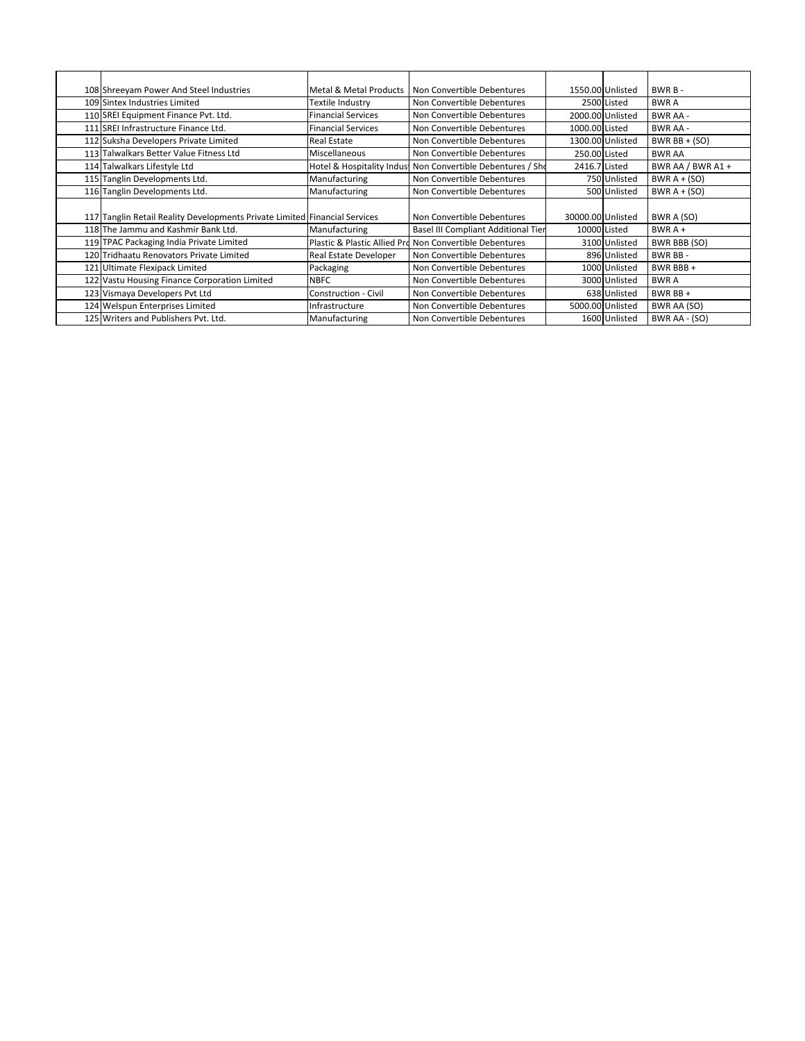| | | | | | | |
|---|---|---|---|---|---|---|
| 108 | Shreeyam Power And Steel Industries | Metal & Metal Products | Non Convertible Debentures | 1550.00 | Unlisted | BWR B - |
| 109 | Sintex Industries Limited | Textile Industry | Non Convertible Debentures | 2500 | Listed | BWR A |
| 110 | SREI Equipment Finance Pvt. Ltd. | Financial Services | Non Convertible Debentures | 2000.00 | Unlisted | BWR AA - |
| 111 | SREI Infrastructure Finance Ltd. | Financial Services | Non Convertible Debentures | 1000.00 | Listed | BWR AA - |
| 112 | Suksha Developers Private Limited | Real Estate | Non Convertible Debentures | 1300.00 | Unlisted | BWR BB + (SO) |
| 113 | Talwalkars Better Value Fitness Ltd | Miscellaneous | Non Convertible Debentures | 250.00 | Listed | BWR AA |
| 114 | Talwalkars Lifestyle Ltd | Hotel & Hospitality Indus | Non Convertible Debentures / Sho | 2416.7 | Listed | BWR AA / BWR A1 + |
| 115 | Tanglin Developments Ltd. | Manufacturing | Non Convertible Debentures | 750 | Unlisted | BWR A + (SO) |
| 116 | Tanglin Developments Ltd. | Manufacturing | Non Convertible Debentures | 500 | Unlisted | BWR A + (SO) |
| 117 | Tanglin Retail Reality Developments Private Limited | Financial Services | Non Convertible Debentures | 30000.00 | Unlisted | BWR A (SO) |
| 118 | The Jammu and Kashmir Bank Ltd. | Manufacturing | Basel III Compliant Additional Tier | 10000 | Listed | BWR A + |
| 119 | TPAC Packaging India Private Limited | Plastic & Plastic Allied Pro | Non Convertible Debentures | 3100 | Unlisted | BWR BBB (SO) |
| 120 | Tridhaatu Renovators Private Limited | Real Estate Developer | Non Convertible Debentures | 896 | Unlisted | BWR BB - |
| 121 | Ultimate Flexipack Limited | Packaging | Non Convertible Debentures | 1000 | Unlisted | BWR BBB + |
| 122 | Vastu Housing Finance Corporation Limited | NBFC | Non Convertible Debentures | 3000 | Unlisted | BWR A |
| 123 | Vismaya Developers Pvt Ltd | Construction - Civil | Non Convertible Debentures | 638 | Unlisted | BWR BB + |
| 124 | Welspun Enterprises Limited | Infrastructure | Non Convertible Debentures | 5000.00 | Unlisted | BWR AA (SO) |
| 125 | Writers and Publishers Pvt. Ltd. | Manufacturing | Non Convertible Debentures | 1600 | Unlisted | BWR AA - (SO) |